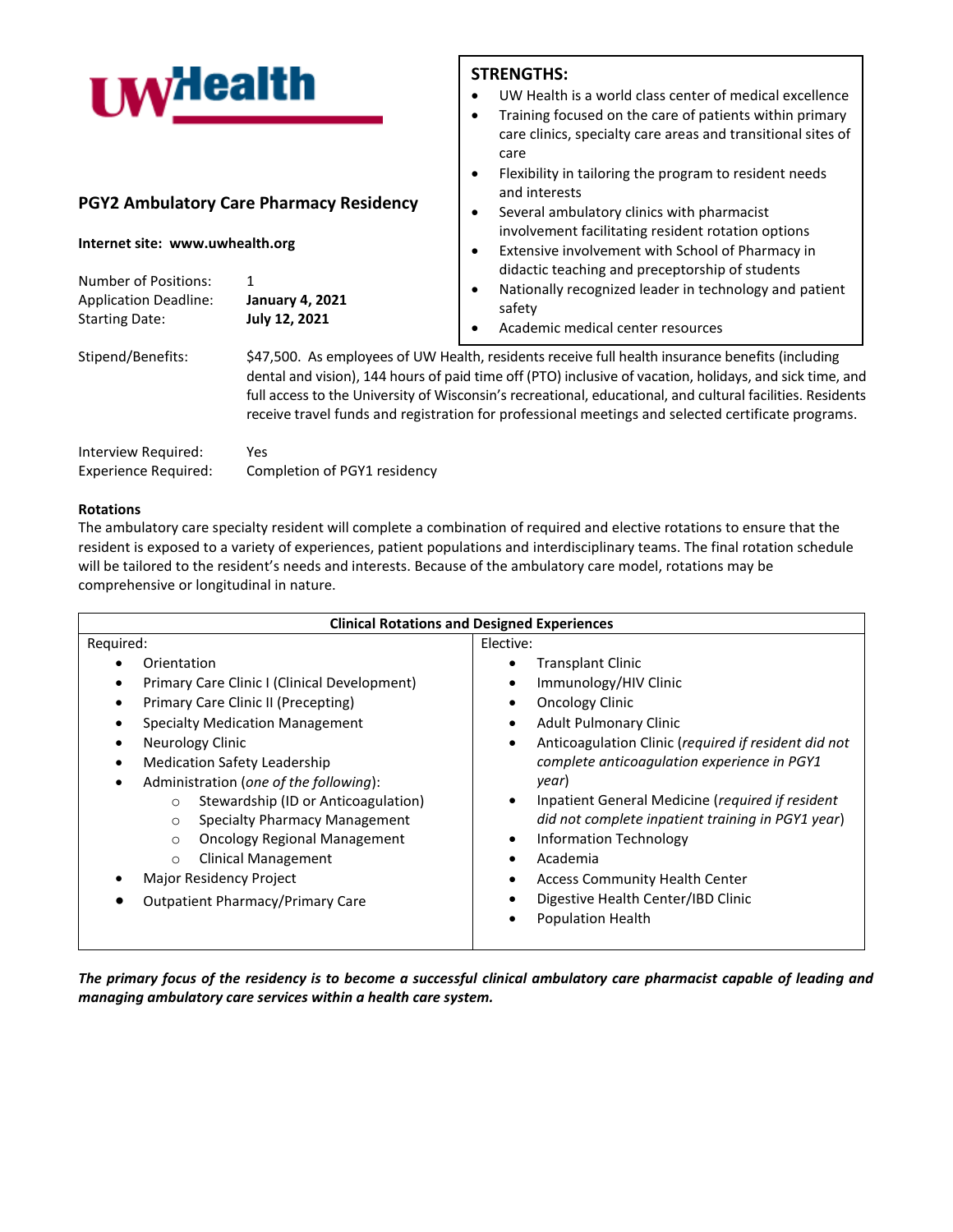UWHealth

## PGY2 Ambulatory Care Pharmacy Residency

**Internet site: www.uwhealth.org**

Number of Positions: 1
Application Deadline: **January 4, 2021**
Starting Date: **July 12, 2021**

### STRENGTHS:

- UW Health is a world class center of medical excellence
- Training focused on the care of patients within primary care clinics, specialty care areas and transitional sites of care
- Flexibility in tailoring the program to resident needs and interests
- Several ambulatory clinics with pharmacist involvement facilitating resident rotation options
- Extensive involvement with School of Pharmacy in didactic teaching and preceptorship of students
- Nationally recognized leader in technology and patient safety
- Academic medical center resources

Stipend/Benefits: $47,500. As employees of UW Health, residents receive full health insurance benefits (including dental and vision), 144 hours of paid time off (PTO) inclusive of vacation, holidays, and sick time, and full access to the University of Wisconsin's recreational, educational, and cultural facilities. Residents receive travel funds and registration for professional meetings and selected certificate programs.

Interview Required: Yes
Experience Required: Completion of PGY1 residency

**Rotations**
The ambulatory care specialty resident will complete a combination of required and elective rotations to ensure that the resident is exposed to a variety of experiences, patient populations and interdisciplinary teams. The final rotation schedule will be tailored to the resident's needs and interests. Because of the ambulatory care model, rotations may be comprehensive or longitudinal in nature.

**Clinical Rotations and Designed Experiences**

Required:

- Orientation
- Primary Care Clinic I (Clinical Development)
- Primary Care Clinic II (Precepting)
- Specialty Medication Management
- Neurology Clinic
- Medication Safety Leadership
- Administration (*one of the following*):
  - Stewardship (ID or Anticoagulation)
  - Specialty Pharmacy Management
  - Oncology Regional Management
  - Clinical Management
- Major Residency Project
- Outpatient Pharmacy/Primary Care

Elective:

- Transplant Clinic
- Immunology/HIV Clinic
- Oncology Clinic
- Adult Pulmonary Clinic
- Anticoagulation Clinic (*required if resident did not complete anticoagulation experience in PGY1 year*)
- Inpatient General Medicine (*required if resident did not complete inpatient training in PGY1 year*)
- Information Technology
- Academia
- Access Community Health Center
- Digestive Health Center/IBD Clinic
- Population Health

***The primary focus of the residency is to become a successful clinical ambulatory care pharmacist capable of leading and managing ambulatory care services within a health care system.***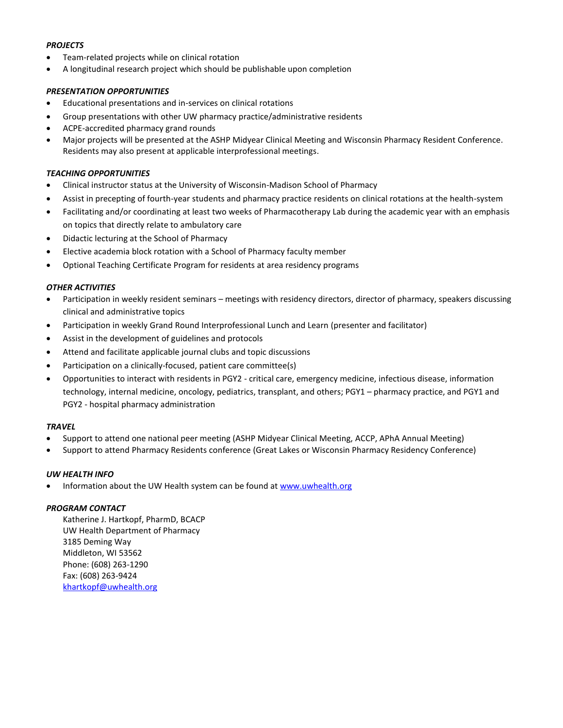***PROJECTS***

- Team-related projects while on clinical rotation
- A longitudinal research project which should be publishable upon completion

***PRESENTATION OPPORTUNITIES***

- Educational presentations and in-services on clinical rotations
- Group presentations with other UW pharmacy practice/administrative residents
- ACPE-accredited pharmacy grand rounds
- Major projects will be presented at the ASHP Midyear Clinical Meeting and Wisconsin Pharmacy Resident Conference. Residents may also present at applicable interprofessional meetings.

***TEACHING OPPORTUNITIES***

- Clinical instructor status at the University of Wisconsin-Madison School of Pharmacy
- Assist in precepting of fourth-year students and pharmacy practice residents on clinical rotations at the health-system
- Facilitating and/or coordinating at least two weeks of Pharmacotherapy Lab during the academic year with an emphasis on topics that directly relate to ambulatory care
- Didactic lecturing at the School of Pharmacy
- Elective academia block rotation with a School of Pharmacy faculty member
- Optional Teaching Certificate Program for residents at area residency programs

***OTHER ACTIVITIES***

- Participation in weekly resident seminars – meetings with residency directors, director of pharmacy, speakers discussing clinical and administrative topics
- Participation in weekly Grand Round Interprofessional Lunch and Learn (presenter and facilitator)
- Assist in the development of guidelines and protocols
- Attend and facilitate applicable journal clubs and topic discussions
- Participation on a clinically-focused, patient care committee(s)
- Opportunities to interact with residents in PGY2 - critical care, emergency medicine, infectious disease, information technology, internal medicine, oncology, pediatrics, transplant, and others; PGY1 – pharmacy practice, and PGY1 and PGY2 - hospital pharmacy administration

***TRAVEL***

- Support to attend one national peer meeting (ASHP Midyear Clinical Meeting, ACCP, APhA Annual Meeting)
- Support to attend Pharmacy Residents conference (Great Lakes or Wisconsin Pharmacy Residency Conference)

***UW HEALTH INFO***

- Information about the UW Health system can be found at [www.uwhealth.org](http://www.uwhealth.org)

***PROGRAM CONTACT***

Katherine J. Hartkopf, PharmD, BCACP
UW Health Department of Pharmacy
3185 Deming Way
Middleton, WI 53562
Phone: (608) 263-1290
Fax: (608) 263-9424
[khartkopf@uwhealth.org](mailto:khartkopf@uwhealth.org)